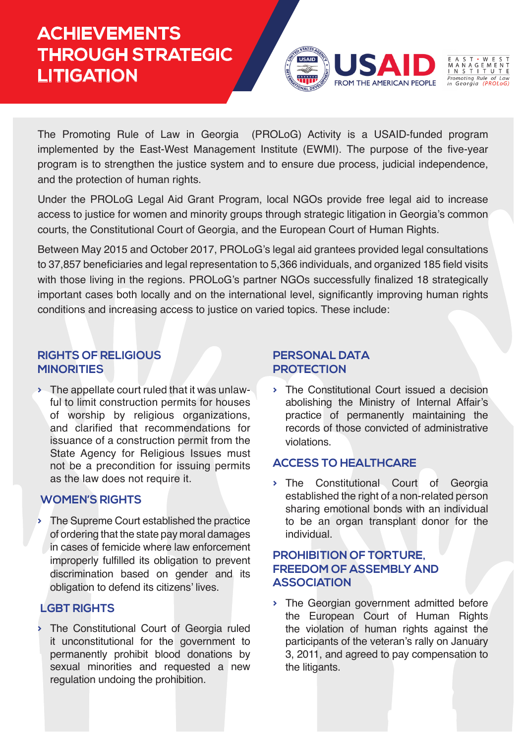# ACHIEVEMENTS THROUGH STRATEGIC LITIGATION

USAID
FROM THE AMERICAN PEOPLE

EAST·WEST MANAGEMENT INSTITUTE
Promoting Rule of Law in Georgia (PROLoG)

The Promoting Rule of Law in Georgia (PROLoG) Activity is a USAID-funded program implemented by the East-West Management Institute (EWMI). The purpose of the five-year program is to strengthen the justice system and to ensure due process, judicial independence, and the protection of human rights.

Under the PROLoG Legal Aid Grant Program, local NGOs provide free legal aid to increase access to justice for women and minority groups through strategic litigation in Georgia's common courts, the Constitutional Court of Georgia, and the European Court of Human Rights.

Between May 2015 and October 2017, PROLoG's legal aid grantees provided legal consultations to 37,857 beneficiaries and legal representation to 5,366 individuals, and organized 185 field visits with those living in the regions. PROLoG's partner NGOs successfully finalized 18 strategically important cases both locally and on the international level, significantly improving human rights conditions and increasing access to justice on varied topics. These include:

## RIGHTS OF RELIGIOUS MINORITIES

- The appellate court ruled that it was unlawful to limit construction permits for houses of worship by religious organizations, and clarified that recommendations for issuance of a construction permit from the State Agency for Religious Issues must not be a precondition for issuing permits as the law does not require it.

## WOMEN'S RIGHTS

- The Supreme Court established the practice of ordering that the state pay moral damages in cases of femicide where law enforcement improperly fulfilled its obligation to prevent discrimination based on gender and its obligation to defend its citizens' lives.

## LGBT RIGHTS

- The Constitutional Court of Georgia ruled it unconstitutional for the government to permanently prohibit blood donations by sexual minorities and requested a new regulation undoing the prohibition.

## PERSONAL DATA PROTECTION

- The Constitutional Court issued a decision abolishing the Ministry of Internal Affair's practice of permanently maintaining the records of those convicted of administrative violations.

## ACCESS TO HEALTHCARE

- The Constitutional Court of Georgia established the right of a non-related person sharing emotional bonds with an individual to be an organ transplant donor for the individual.

## PROHIBITION OF TORTURE, FREEDOM OF ASSEMBLY AND ASSOCIATION

- The Georgian government admitted before the European Court of Human Rights the violation of human rights against the participants of the veteran's rally on January 3, 2011, and agreed to pay compensation to the litigants.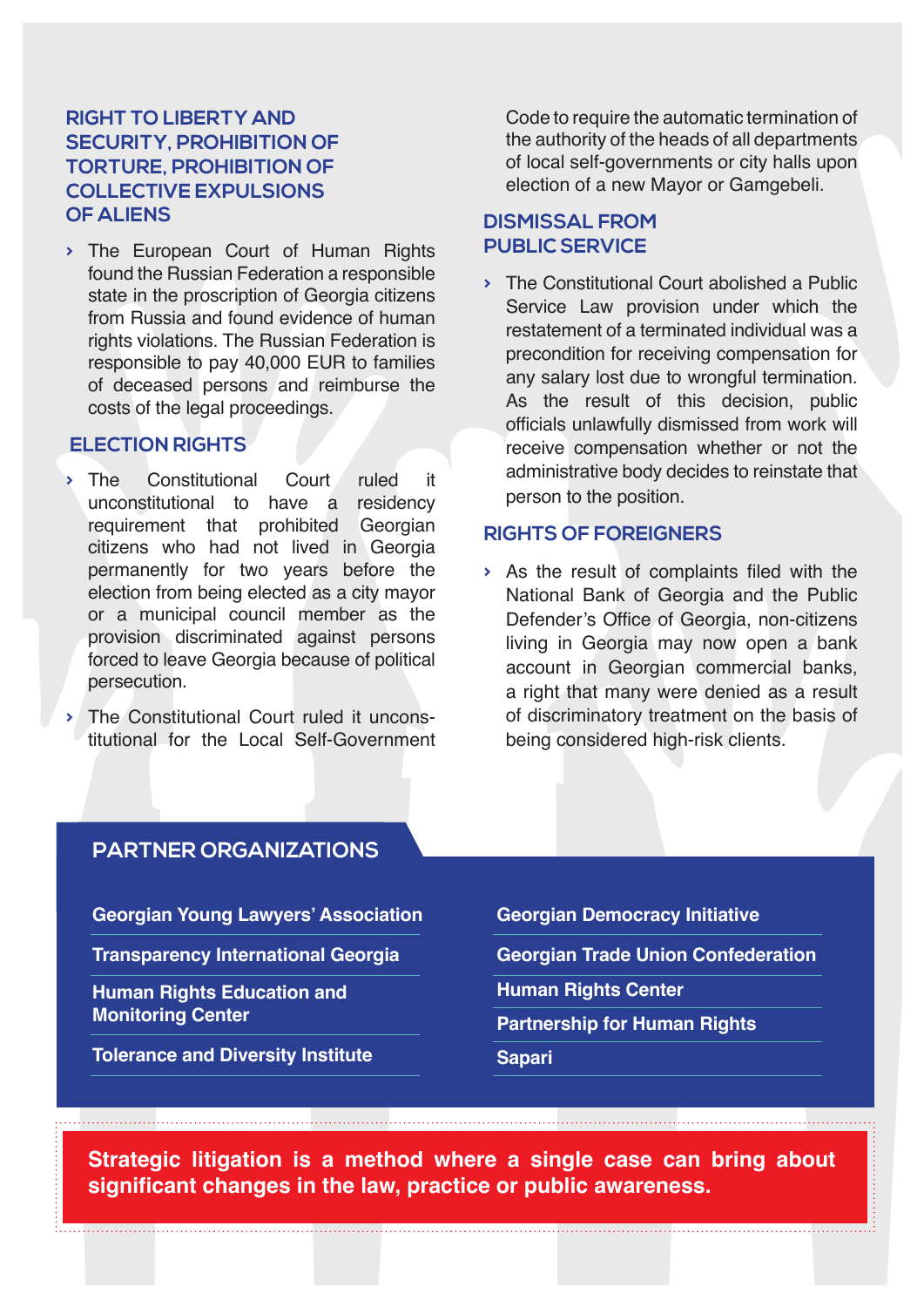## RIGHT TO LIBERTY AND SECURITY, PROHIBITION OF TORTURE, PROHIBITION OF COLLECTIVE EXPULSIONS OF ALIENS

- The European Court of Human Rights found the Russian Federation a responsible state in the proscription of Georgia citizens from Russia and found evidence of human rights violations. The Russian Federation is responsible to pay 40,000 EUR to families of deceased persons and reimburse the costs of the legal proceedings.

## ELECTION RIGHTS

- The Constitutional Court ruled it unconstitutional to have a residency requirement that prohibited Georgian citizens who had not lived in Georgia permanently for two years before the election from being elected as a city mayor or a municipal council member as the provision discriminated against persons forced to leave Georgia because of political persecution.
- The Constitutional Court ruled it unconstitutional for the Local Self-Government Code to require the automatic termination of the authority of the heads of all departments of local self-governments or city halls upon election of a new Mayor or Gamgebeli.

## DISMISSAL FROM PUBLIC SERVICE

- The Constitutional Court abolished a Public Service Law provision under which the restatement of a terminated individual was a precondition for receiving compensation for any salary lost due to wrongful termination. As the result of this decision, public officials unlawfully dismissed from work will receive compensation whether or not the administrative body decides to reinstate that person to the position.

## RIGHTS OF FOREIGNERS

- As the result of complaints filed with the National Bank of Georgia and the Public Defender's Office of Georgia, non-citizens living in Georgia may now open a bank account in Georgian commercial banks, a right that many were denied as a result of discriminatory treatment on the basis of being considered high-risk clients.

## PARTNER ORGANIZATIONS

- **Georgian Young Lawyers' Association**
- **Transparency International Georgia**
- **Human Rights Education and Monitoring Center**
- **Tolerance and Diversity Institute**
- **Georgian Democracy Initiative**
- **Georgian Trade Union Confederation**
- **Human Rights Center**
- **Partnership for Human Rights**
- **Sapari**

**Strategic litigation is a method where a single case can bring about significant changes in the law, practice or public awareness.**